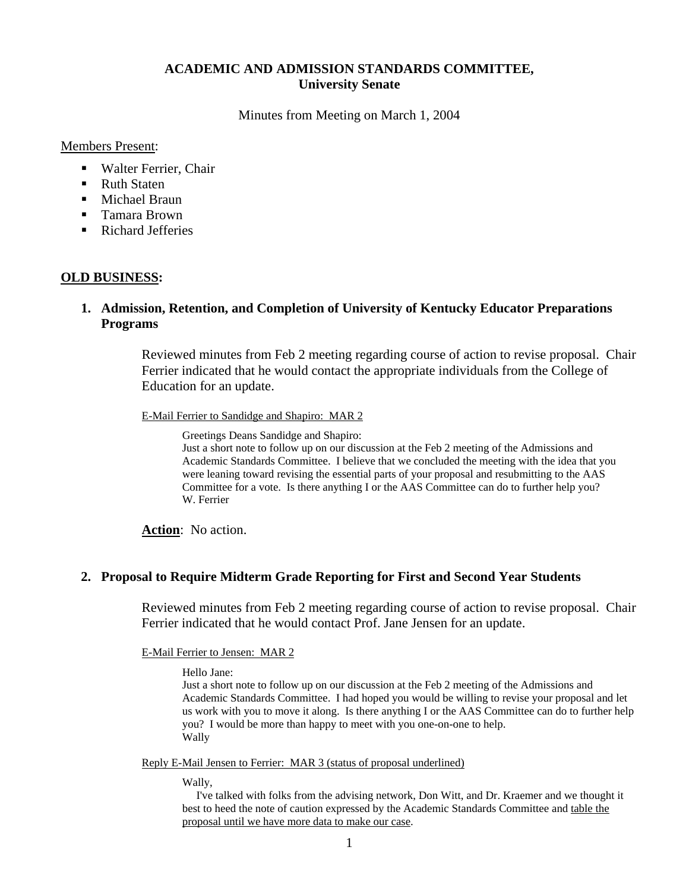**ACADEMIC AND ADMISSION STANDARDS COMMITTEE,**
**University Senate**

Minutes from Meeting on March 1, 2004

<u>Members Present</u>:

- Walter Ferrier, Chair
- Ruth Staten
- Michael Braun
- Tamara Brown
- Richard Jefferies

## <u>OLD BUSINESS</u>:

### 1. Admission, Retention, and Completion of University of Kentucky Educator Preparations Programs

Reviewed minutes from Feb 2 meeting regarding course of action to revise proposal. Chair Ferrier indicated that he would contact the appropriate individuals from the College of Education for an update.

<u>E-Mail Ferrier to Sandidge and Shapiro: MAR 2</u>

> Greetings Deans Sandidge and Shapiro:
> Just a short note to follow up on our discussion at the Feb 2 meeting of the Admissions and Academic Standards Committee. I believe that we concluded the meeting with the idea that you were leaning toward revising the essential parts of your proposal and resubmitting to the AAS Committee for a vote. Is there anything I or the AAS Committee can do to further help you?
> W. Ferrier

**<u>Action</u>**: No action.

### 2. Proposal to Require Midterm Grade Reporting for First and Second Year Students

Reviewed minutes from Feb 2 meeting regarding course of action to revise proposal. Chair Ferrier indicated that he would contact Prof. Jane Jensen for an update.

<u>E-Mail Ferrier to Jensen: MAR 2</u>

> Hello Jane:
> Just a short note to follow up on our discussion at the Feb 2 meeting of the Admissions and Academic Standards Committee. I had hoped you would be willing to revise your proposal and let us work with you to move it along. Is there anything I or the AAS Committee can do to further help you? I would be more than happy to meet with you one-on-one to help.
> Wally

<u>Reply E-Mail Jensen to Ferrier: MAR 3 (status of proposal underlined)</u>

> Wally,
> I've talked with folks from the advising network, Don Witt, and Dr. Kraemer and we thought it best to heed the note of caution expressed by the Academic Standards Committee and <u>table the proposal until we have more data to make our case</u>.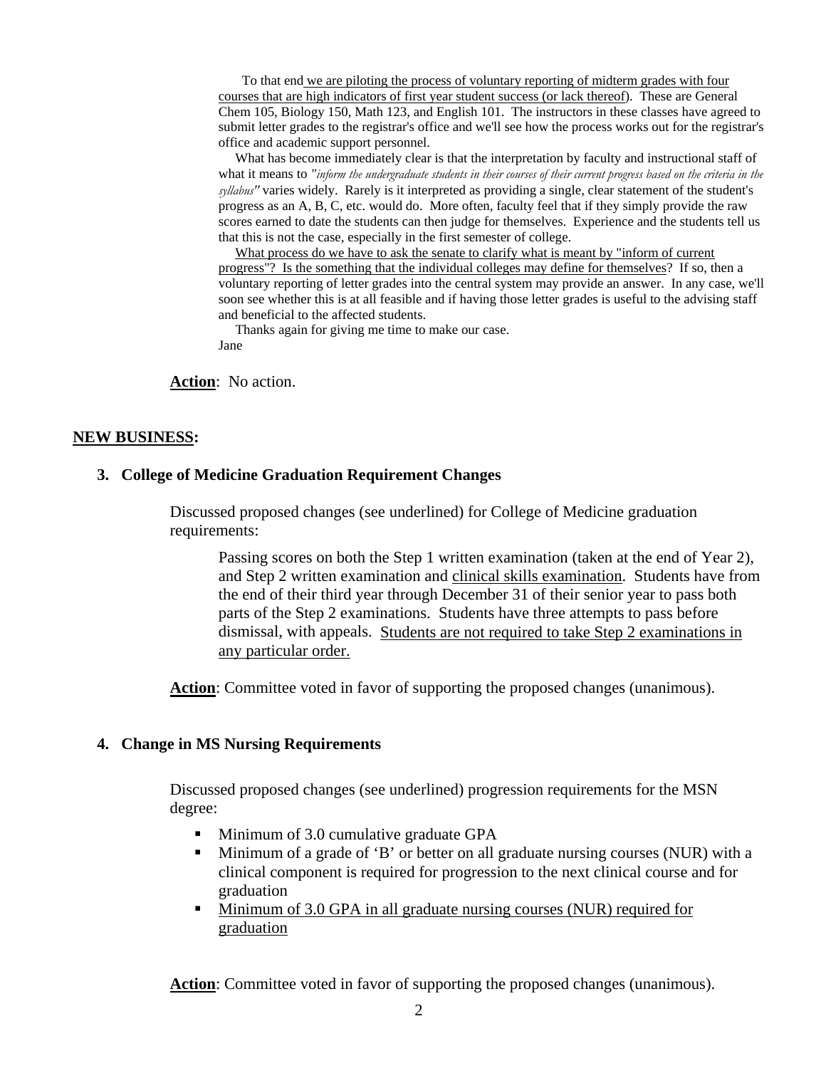To that end <u>we are piloting the process of voluntary reporting of midterm grades with four courses that are high indicators of first year student success (or lack thereof)</u>. These are General Chem 105, Biology 150, Math 123, and English 101. The instructors in these classes have agreed to submit letter grades to the registrar's office and we'll see how the process works out for the registrar's office and academic support personnel.

What has become immediately clear is that the interpretation by faculty and instructional staff of what it means to "*inform the undergraduate students in their courses of their current progress based on the criteria in the syllabus*" varies widely. Rarely is it interpreted as providing a single, clear statement of the student's progress as an A, B, C, etc. would do. More often, faculty feel that if they simply provide the raw scores earned to date the students can then judge for themselves. Experience and the students tell us that this is not the case, especially in the first semester of college.

<u>What process do we have to ask the senate to clarify what is meant by "inform of current progress"? Is the something that the individual colleges may define for themselves</u>? If so, then a voluntary reporting of letter grades into the central system may provide an answer. In any case, we'll soon see whether this is at all feasible and if having those letter grades is useful to the advising staff and beneficial to the affected students.

Thanks again for giving me time to make our case.
Jane

**Action**: No action.

## NEW BUSINESS:

### 3. College of Medicine Graduation Requirement Changes

Discussed proposed changes (see underlined) for College of Medicine graduation requirements:

> Passing scores on both the Step 1 written examination (taken at the end of Year 2), and Step 2 written examination and <u>clinical skills examination</u>. Students have from the end of their third year through December 31 of their senior year to pass both parts of the Step 2 examinations. Students have three attempts to pass before dismissal, with appeals. <u>Students are not required to take Step 2 examinations in any particular order.</u>

**Action**: Committee voted in favor of supporting the proposed changes (unanimous).

### 4. Change in MS Nursing Requirements

Discussed proposed changes (see underlined) progression requirements for the MSN degree:

- Minimum of 3.0 cumulative graduate GPA
- Minimum of a grade of 'B' or better on all graduate nursing courses (NUR) with a clinical component is required for progression to the next clinical course and for graduation
- <u>Minimum of 3.0 GPA in all graduate nursing courses (NUR) required for graduation</u>

**Action**: Committee voted in favor of supporting the proposed changes (unanimous).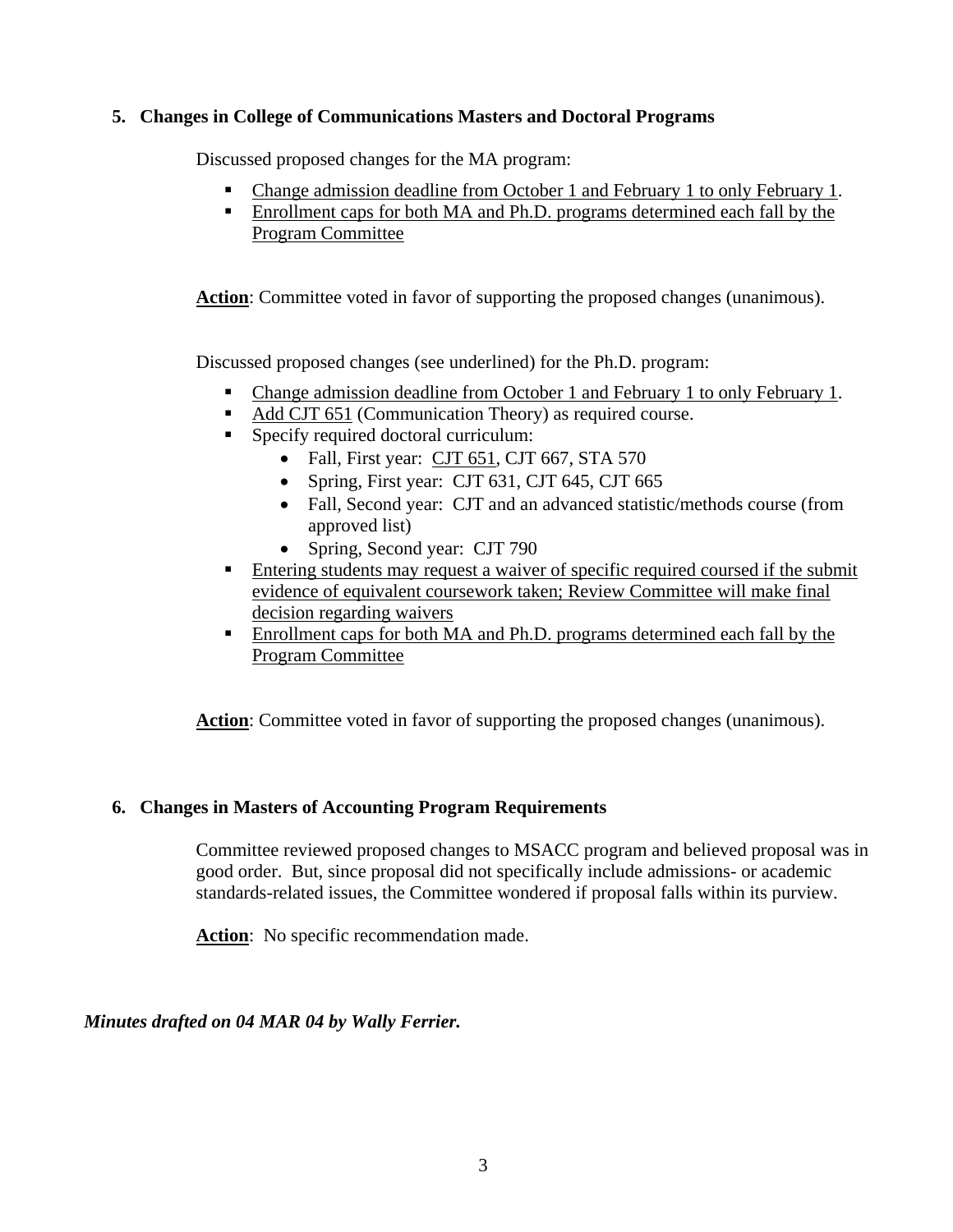## 5. Changes in College of Communications Masters and Doctoral Programs

Discussed proposed changes for the MA program:

- Change admission deadline from October 1 and February 1 to only February 1.
- Enrollment caps for both MA and Ph.D. programs determined each fall by the Program Committee

**Action**: Committee voted in favor of supporting the proposed changes (unanimous).

Discussed proposed changes (see underlined) for the Ph.D. program:

- Change admission deadline from October 1 and February 1 to only February 1.
- Add CJT 651 (Communication Theory) as required course.
- Specify required doctoral curriculum:
  - Fall, First year: CJT 651, CJT 667, STA 570
  - Spring, First year: CJT 631, CJT 645, CJT 665
  - Fall, Second year: CJT and an advanced statistic/methods course (from approved list)
  - Spring, Second year: CJT 790
- Entering students may request a waiver of specific required coursed if the submit evidence of equivalent coursework taken; Review Committee will make final decision regarding waivers
- Enrollment caps for both MA and Ph.D. programs determined each fall by the Program Committee

**Action**: Committee voted in favor of supporting the proposed changes (unanimous).

## 6. Changes in Masters of Accounting Program Requirements

Committee reviewed proposed changes to MSACC program and believed proposal was in good order. But, since proposal did not specifically include admissions- or academic standards-related issues, the Committee wondered if proposal falls within its purview.

**Action**: No specific recommendation made.

***Minutes drafted on 04 MAR 04 by Wally Ferrier.***